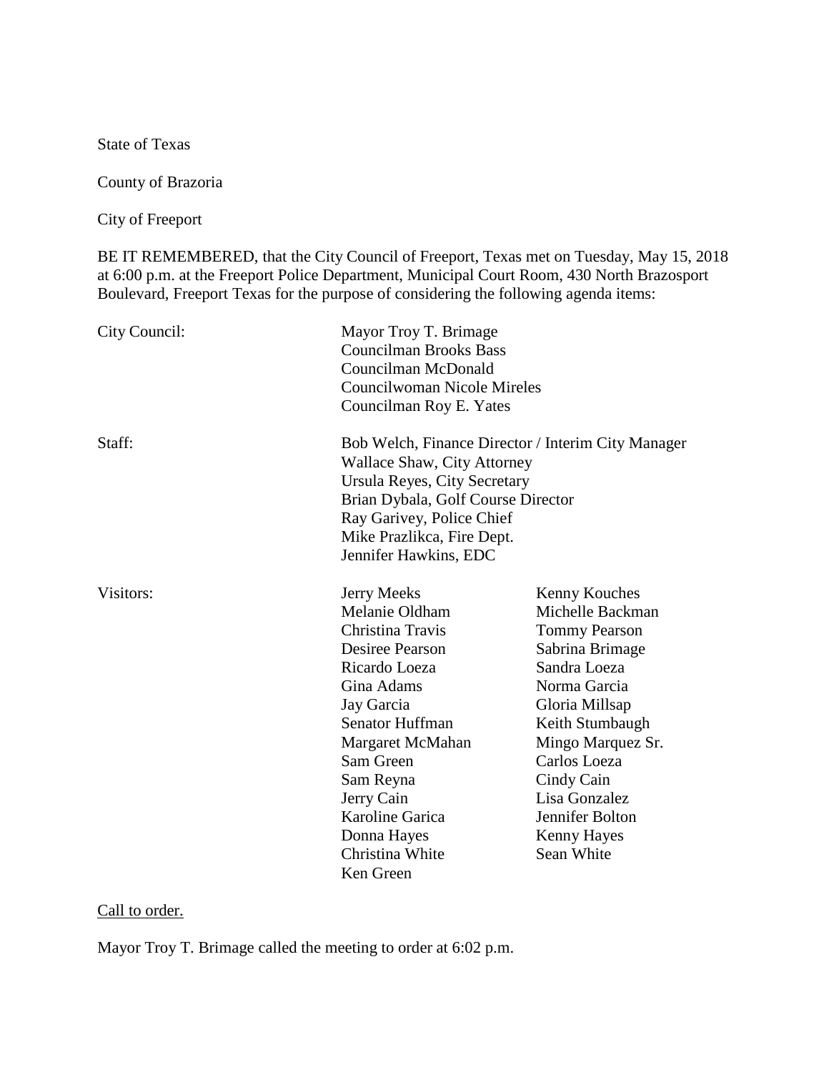State of Texas

County of Brazoria

City of Freeport

BE IT REMEMBERED, that the City Council of Freeport, Texas met on Tuesday, May 15, 2018 at 6:00 p.m. at the Freeport Police Department, Municipal Court Room, 430 North Brazosport Boulevard, Freeport Texas for the purpose of considering the following agenda items:

| | | |
|---|---|---|
| City Council: | Mayor Troy T. Brimage | |
| | Councilman Brooks Bass | |
| | Councilman McDonald | |
| | Councilwoman Nicole Mireles | |
| | Councilman Roy E. Yates | |
| Staff: | Bob Welch, Finance Director / Interim City Manager | |
| | Wallace Shaw, City Attorney | |
| | Ursula Reyes, City Secretary | |
| | Brian Dybala, Golf Course Director | |
| | Ray Garivey, Police Chief | |
| | Mike Prazlikca, Fire Dept. | |
| | Jennifer Hawkins, EDC | |
| Visitors: | Jerry Meeks | Kenny Kouches |
| | Melanie Oldham | Michelle Backman |
| | Christina Travis | Tommy Pearson |
| | Desiree Pearson | Sabrina Brimage |
| | Ricardo Loeza | Sandra Loeza |
| | Gina Adams | Norma Garcia |
| | Jay Garcia | Gloria Millsap |
| | Senator Huffman | Keith Stumbaugh |
| | Margaret McMahan | Mingo Marquez Sr. |
| | Sam Green | Carlos Loeza |
| | Sam Reyna | Cindy Cain |
| | Jerry Cain | Lisa Gonzalez |
| | Karoline Garica | Jennifer Bolton |
| | Donna Hayes | Kenny Hayes |
| | Christina White | Sean White |
| | Ken Green | |

Call to order.

Mayor Troy T. Brimage called the meeting to order at 6:02 p.m.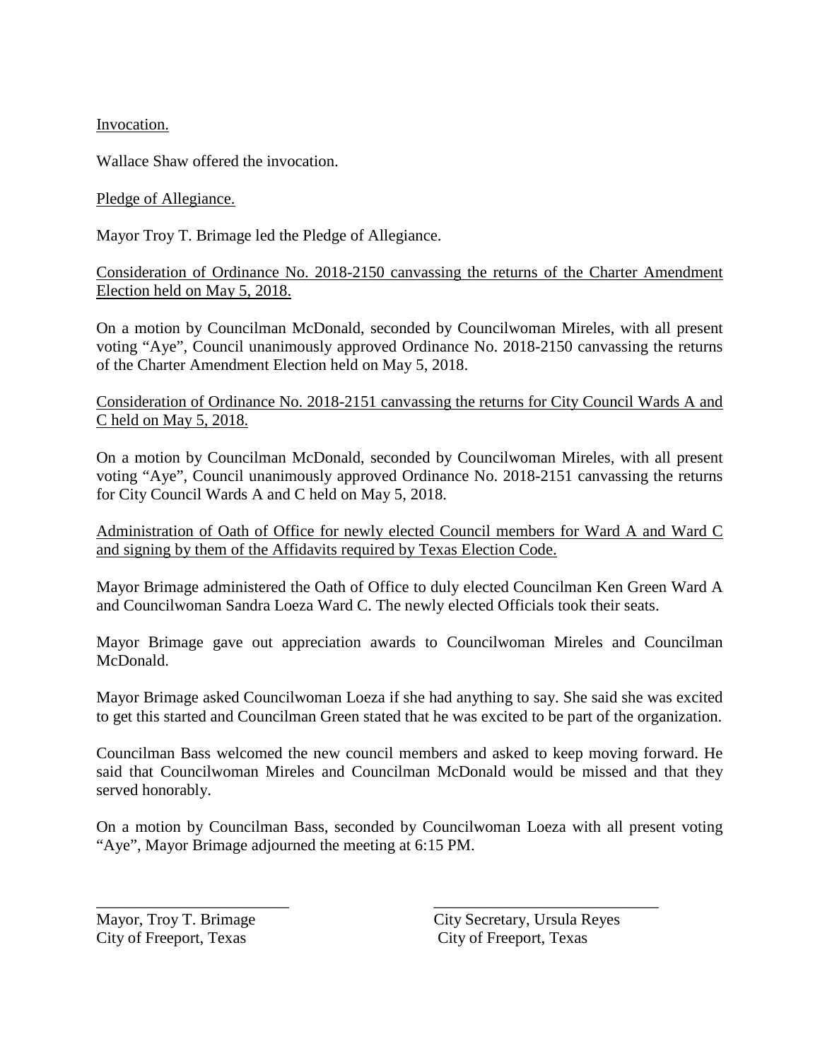Invocation.

Wallace Shaw offered the invocation.

Pledge of Allegiance.

Mayor Troy T. Brimage led the Pledge of Allegiance.

Consideration of Ordinance No. 2018-2150 canvassing the returns of the Charter Amendment Election held on May 5, 2018.

On a motion by Councilman McDonald, seconded by Councilwoman Mireles, with all present voting "Aye", Council unanimously approved Ordinance No. 2018-2150 canvassing the returns of the Charter Amendment Election held on May 5, 2018.

Consideration of Ordinance No. 2018-2151 canvassing the returns for City Council Wards A and C held on May 5, 2018.

On a motion by Councilman McDonald, seconded by Councilwoman Mireles, with all present voting "Aye", Council unanimously approved Ordinance No. 2018-2151 canvassing the returns for City Council Wards A and C held on May 5, 2018.

Administration of Oath of Office for newly elected Council members for Ward A and Ward C and signing by them of the Affidavits required by Texas Election Code.

Mayor Brimage administered the Oath of Office to duly elected Councilman Ken Green Ward A and Councilwoman Sandra Loeza Ward C. The newly elected Officials took their seats.

Mayor Brimage gave out appreciation awards to Councilwoman Mireles and Councilman McDonald.

Mayor Brimage asked Councilwoman Loeza if she had anything to say. She said she was excited to get this started and Councilman Green stated that he was excited to be part of the organization.

Councilman Bass welcomed the new council members and asked to keep moving forward. He said that Councilwoman Mireles and Councilman McDonald would be missed and that they served honorably.

On a motion by Councilman Bass, seconded by Councilwoman Loeza with all present voting "Aye", Mayor Brimage adjourned the meeting at 6:15 PM.

_________________________ 
Mayor, Troy T. Brimage 
City of Freeport, Texas

_____________________________ 
City Secretary, Ursula Reyes 
City of Freeport, Texas